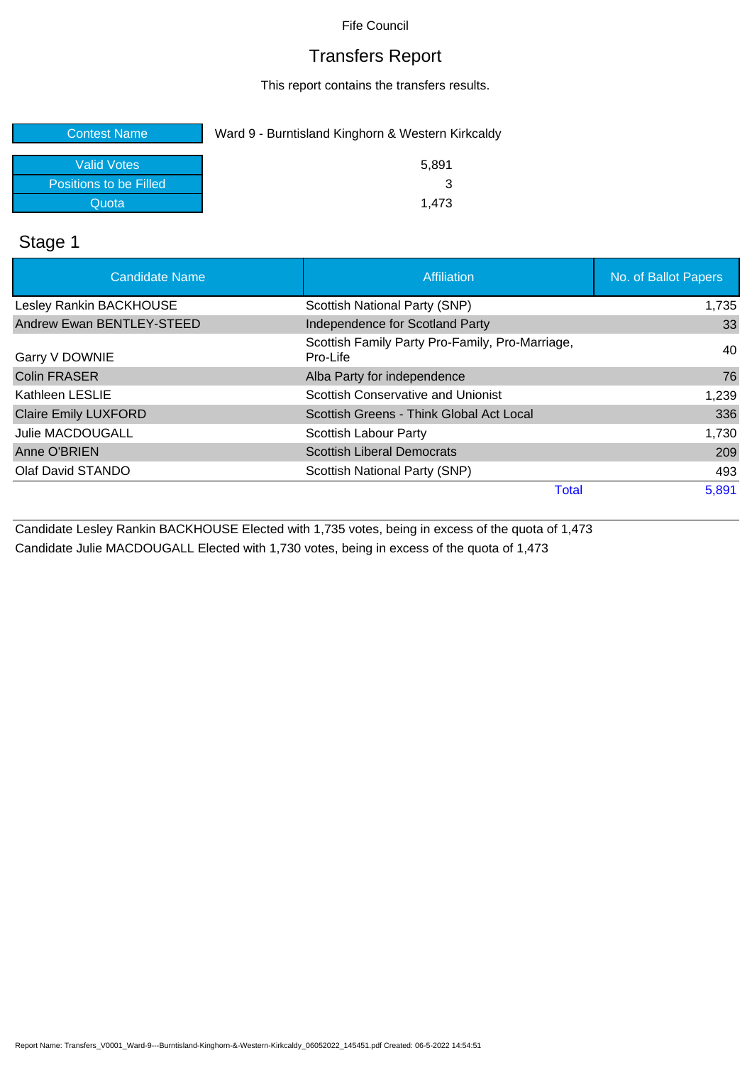Fife Council

# Transfers Report

This report contains the transfers results.

| Contest Name | Ward 9 - Burntisland Kinghorn & Western Kirkcaldy |
|---|---|
| Valid Votes | 5,891 |
| Positions to be Filled | 3 |
| Quota | 1,473 |

## Stage 1

| Candidate Name | Affiliation | No. of Ballot Papers |
|---|---|---|
| Lesley Rankin BACKHOUSE | Scottish National Party (SNP) | 1,735 |
| Andrew Ewan BENTLEY-STEED | Independence for Scotland Party | 33 |
| Garry V DOWNIE | Scottish Family Party Pro-Family, Pro-Marriage, Pro-Life | 40 |
| Colin FRASER | Alba Party for independence | 76 |
| Kathleen LESLIE | Scottish Conservative and Unionist | 1,239 |
| Claire Emily LUXFORD | Scottish Greens - Think Global Act Local | 336 |
| Julie MACDOUGALL | Scottish Labour Party | 1,730 |
| Anne O'BRIEN | Scottish Liberal Democrats | 209 |
| Olaf David STANDO | Scottish National Party (SNP) | 493 |
| | Total | 5,891 |

Candidate Lesley Rankin BACKHOUSE Elected with 1,735 votes, being in excess of the quota of 1,473

Candidate Julie MACDOUGALL Elected with 1,730 votes, being in excess of the quota of 1,473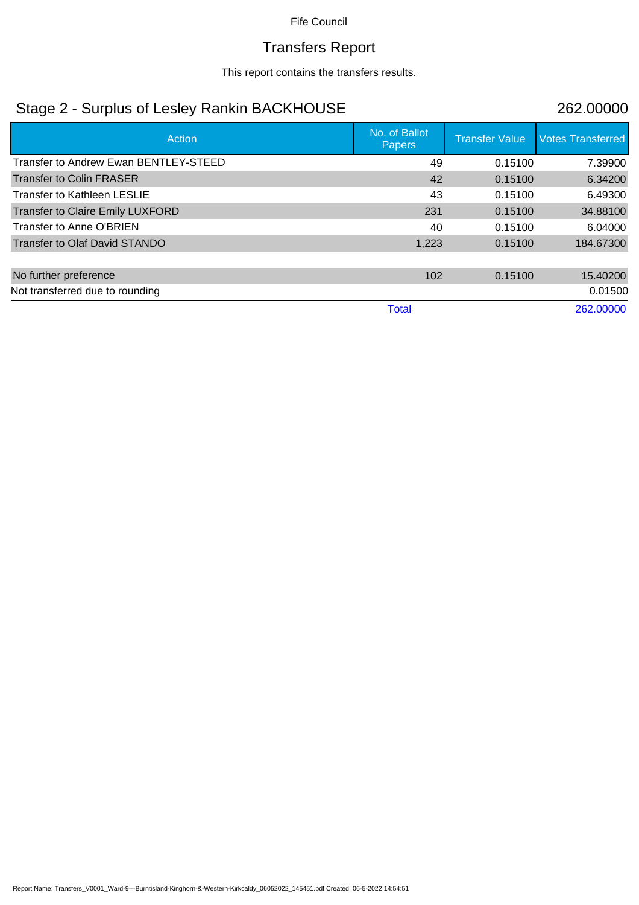Fife Council

# Transfers Report

This report contains the transfers results.

## Stage 2 - Surplus of Lesley Rankin BACKHOUSE 262.00000

| Action | No. of Ballot Papers | Transfer Value | Votes Transferred |
|---|---|---|---|
| Transfer to Andrew Ewan BENTLEY-STEED | 49 | 0.15100 | 7.39900 |
| Transfer to Colin FRASER | 42 | 0.15100 | 6.34200 |
| Transfer to Kathleen LESLIE | 43 | 0.15100 | 6.49300 |
| Transfer to Claire Emily LUXFORD | 231 | 0.15100 | 34.88100 |
| Transfer to Anne O'BRIEN | 40 | 0.15100 | 6.04000 |
| Transfer to Olaf David STANDO | 1,223 | 0.15100 | 184.67300 |
| | | | |
| No further preference | 102 | 0.15100 | 15.40200 |
| Not transferred due to rounding | | | 0.01500 |
| | Total | | 262.00000 |

Report Name: Transfers_V0001_Ward-9---Burntisland-Kinghorn-&-Western-Kirkcaldy_06052022_145451.pdf Created: 06-5-2022 14:54:51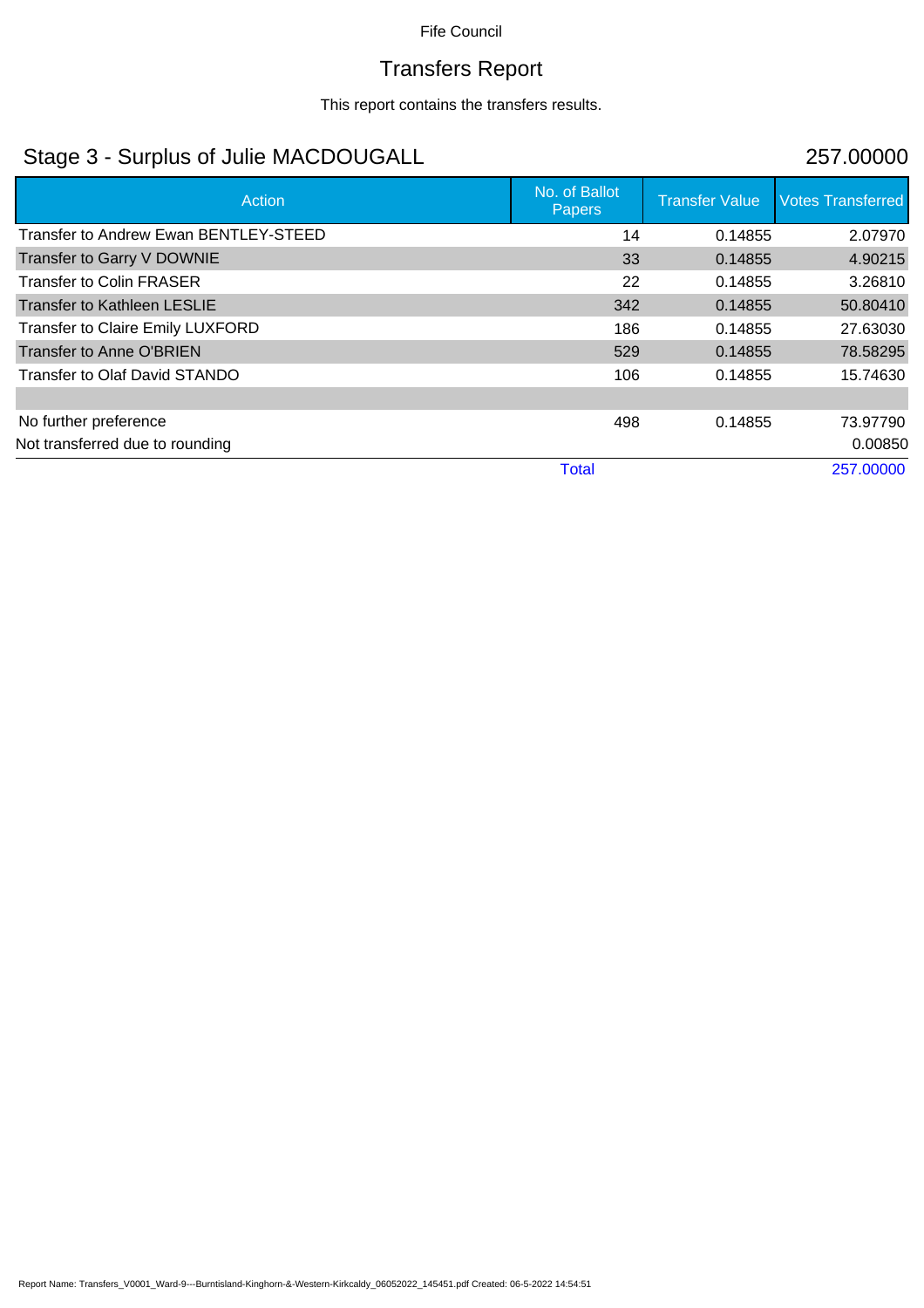Fife Council

# Transfers Report

This report contains the transfers results.

## Stage 3 - Surplus of Julie MACDOUGALL 257.00000

| Action | No. of Ballot Papers | Transfer Value | Votes Transferred |
|---|---|---|---|
| Transfer to Andrew Ewan BENTLEY-STEED | 14 | 0.14855 | 2.07970 |
| Transfer to Garry V DOWNIE | 33 | 0.14855 | 4.90215 |
| Transfer to Colin FRASER | 22 | 0.14855 | 3.26810 |
| Transfer to Kathleen LESLIE | 342 | 0.14855 | 50.80410 |
| Transfer to Claire Emily LUXFORD | 186 | 0.14855 | 27.63030 |
| Transfer to Anne O'BRIEN | 529 | 0.14855 | 78.58295 |
| Transfer to Olaf David STANDO | 106 | 0.14855 | 15.74630 |
| | | | |
| No further preference | 498 | 0.14855 | 73.97790 |
| Not transferred due to rounding | | | 0.00850 |
| | Total | | 257.00000 |

Report Name: Transfers_V0001_Ward-9---Burntisland-Kinghorn-&-Western-Kirkcaldy_06052022_145451.pdf Created: 06-5-2022 14:54:51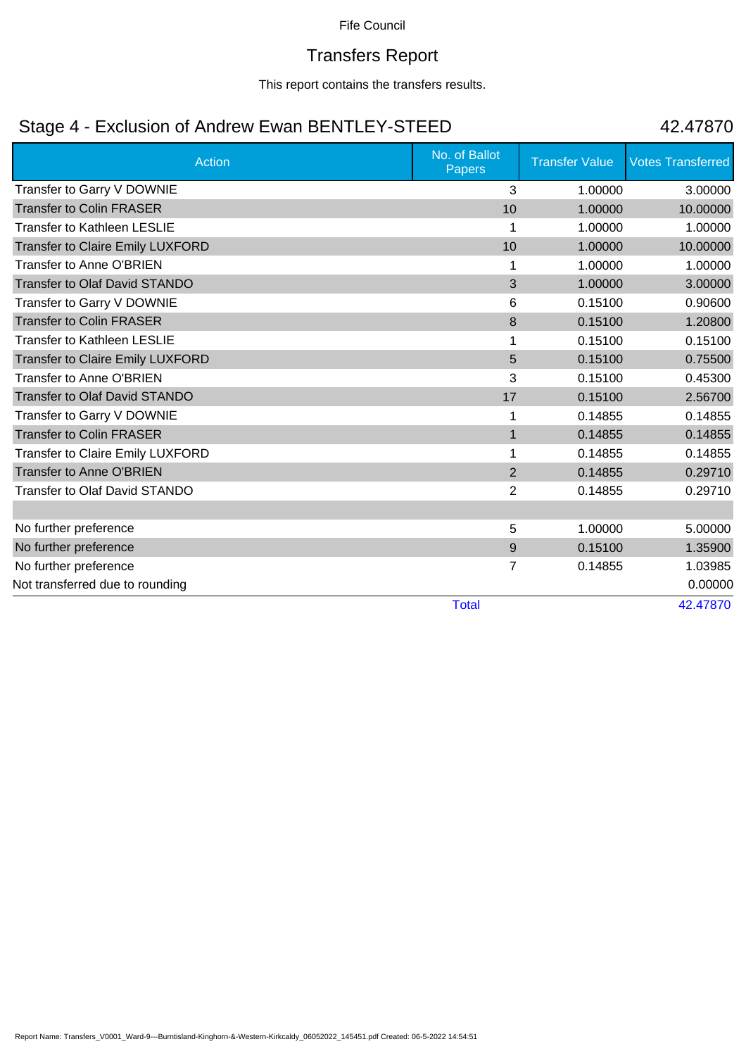Fife Council

# Transfers Report

This report contains the transfers results.

## Stage 4 - Exclusion of Andrew Ewan BENTLEY-STEED 42.47870

| Action | No. of Ballot Papers | Transfer Value | Votes Transferred |
|---|---|---|---|
| Transfer to Garry V DOWNIE | 3 | 1.00000 | 3.00000 |
| Transfer to Colin FRASER | 10 | 1.00000 | 10.00000 |
| Transfer to Kathleen LESLIE | 1 | 1.00000 | 1.00000 |
| Transfer to Claire Emily LUXFORD | 10 | 1.00000 | 10.00000 |
| Transfer to Anne O'BRIEN | 1 | 1.00000 | 1.00000 |
| Transfer to Olaf David STANDO | 3 | 1.00000 | 3.00000 |
| Transfer to Garry V DOWNIE | 6 | 0.15100 | 0.90600 |
| Transfer to Colin FRASER | 8 | 0.15100 | 1.20800 |
| Transfer to Kathleen LESLIE | 1 | 0.15100 | 0.15100 |
| Transfer to Claire Emily LUXFORD | 5 | 0.15100 | 0.75500 |
| Transfer to Anne O'BRIEN | 3 | 0.15100 | 0.45300 |
| Transfer to Olaf David STANDO | 17 | 0.15100 | 2.56700 |
| Transfer to Garry V DOWNIE | 1 | 0.14855 | 0.14855 |
| Transfer to Colin FRASER | 1 | 0.14855 | 0.14855 |
| Transfer to Claire Emily LUXFORD | 1 | 0.14855 | 0.14855 |
| Transfer to Anne O'BRIEN | 2 | 0.14855 | 0.29710 |
| Transfer to Olaf David STANDO | 2 | 0.14855 | 0.29710 |
| | | | |
| No further preference | 5 | 1.00000 | 5.00000 |
| No further preference | 9 | 0.15100 | 1.35900 |
| No further preference | 7 | 0.14855 | 1.03985 |
| Not transferred due to rounding | | | 0.00000 |
| | Total | | 42.47870 |

Report Name: Transfers_V0001_Ward-9---Burntisland-Kinghorn-&-Western-Kirkcaldy_06052022_145451.pdf Created: 06-5-2022 14:54:51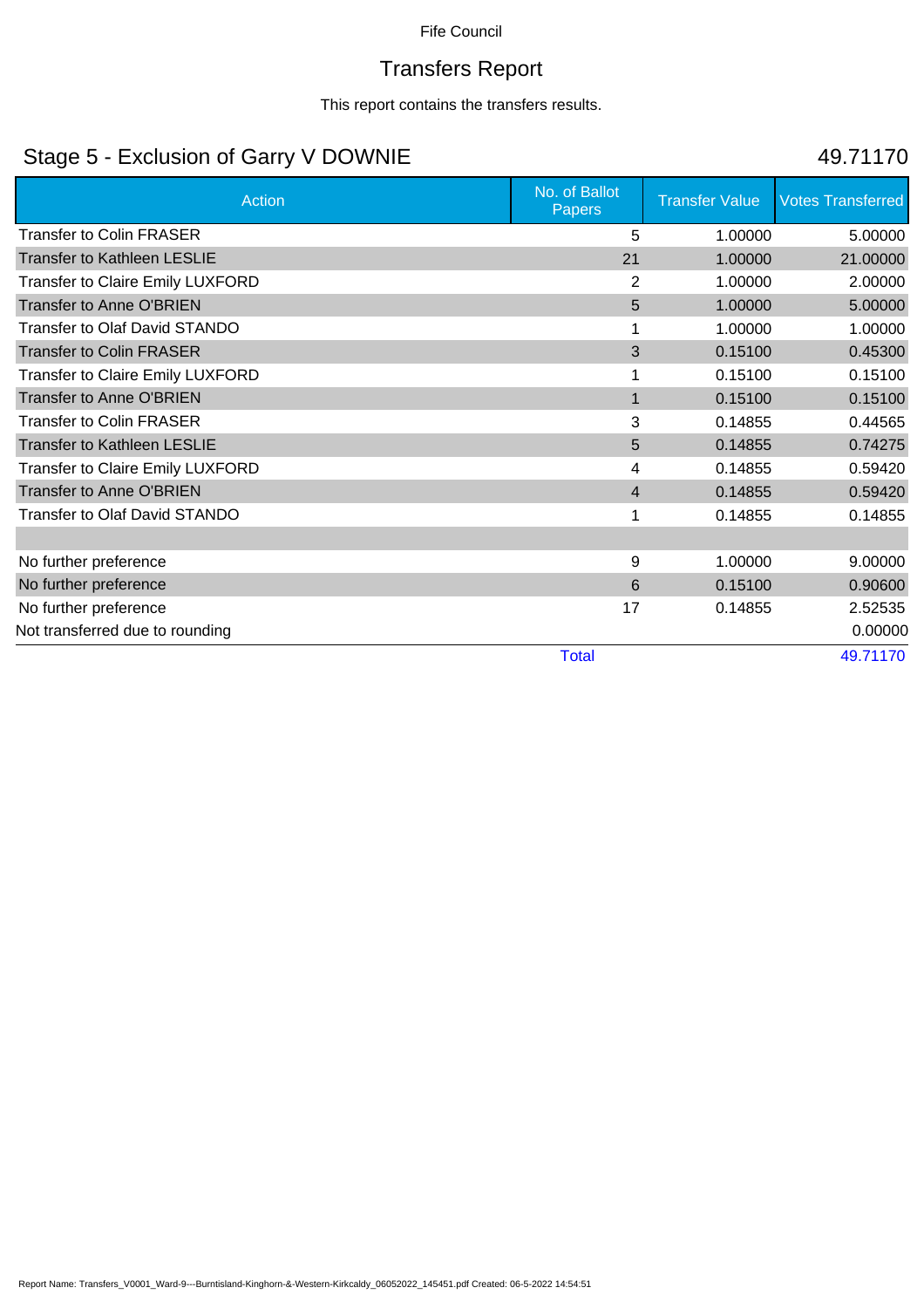Fife Council

# Transfers Report

This report contains the transfers results.

## Stage 5 - Exclusion of Garry V DOWNIE 49.71170

| Action | No. of Ballot Papers | Transfer Value | Votes Transferred |
|---|---|---|---|
| Transfer to Colin FRASER | 5 | 1.00000 | 5.00000 |
| Transfer to Kathleen LESLIE | 21 | 1.00000 | 21.00000 |
| Transfer to Claire Emily LUXFORD | 2 | 1.00000 | 2.00000 |
| Transfer to Anne O'BRIEN | 5 | 1.00000 | 5.00000 |
| Transfer to Olaf David STANDO | 1 | 1.00000 | 1.00000 |
| Transfer to Colin FRASER | 3 | 0.15100 | 0.45300 |
| Transfer to Claire Emily LUXFORD | 1 | 0.15100 | 0.15100 |
| Transfer to Anne O'BRIEN | 1 | 0.15100 | 0.15100 |
| Transfer to Colin FRASER | 3 | 0.14855 | 0.44565 |
| Transfer to Kathleen LESLIE | 5 | 0.14855 | 0.74275 |
| Transfer to Claire Emily LUXFORD | 4 | 0.14855 | 0.59420 |
| Transfer to Anne O'BRIEN | 4 | 0.14855 | 0.59420 |
| Transfer to Olaf David STANDO | 1 | 0.14855 | 0.14855 |
| | | | |
| No further preference | 9 | 1.00000 | 9.00000 |
| No further preference | 6 | 0.15100 | 0.90600 |
| No further preference | 17 | 0.14855 | 2.52535 |
| Not transferred due to rounding | | | 0.00000 |
| | Total | | 49.71170 |

Report Name: Transfers_V0001_Ward-9---Burntisland-Kinghorn-&-Western-Kirkcaldy_06052022_145451.pdf Created: 06-5-2022 14:54:51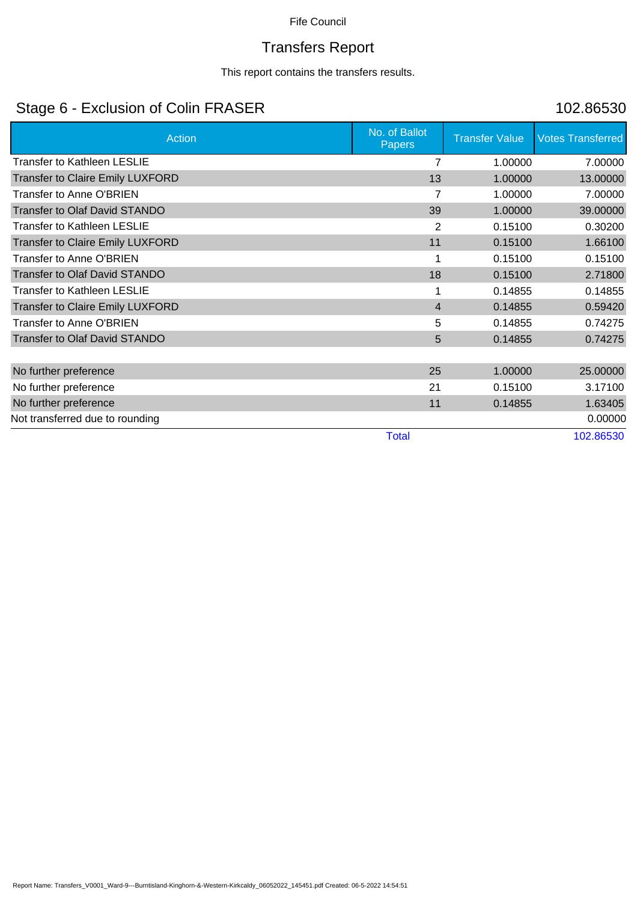Fife Council

# Transfers Report

This report contains the transfers results.

## Stage 6 - Exclusion of Colin FRASER

102.86530

| Action | No. of Ballot Papers | Transfer Value | Votes Transferred |
|---|---|---|---|
| Transfer to Kathleen LESLIE | 7 | 1.00000 | 7.00000 |
| Transfer to Claire Emily LUXFORD | 13 | 1.00000 | 13.00000 |
| Transfer to Anne O'BRIEN | 7 | 1.00000 | 7.00000 |
| Transfer to Olaf David STANDO | 39 | 1.00000 | 39.00000 |
| Transfer to Kathleen LESLIE | 2 | 0.15100 | 0.30200 |
| Transfer to Claire Emily LUXFORD | 11 | 0.15100 | 1.66100 |
| Transfer to Anne O'BRIEN | 1 | 0.15100 | 0.15100 |
| Transfer to Olaf David STANDO | 18 | 0.15100 | 2.71800 |
| Transfer to Kathleen LESLIE | 1 | 0.14855 | 0.14855 |
| Transfer to Claire Emily LUXFORD | 4 | 0.14855 | 0.59420 |
| Transfer to Anne O'BRIEN | 5 | 0.14855 | 0.74275 |
| Transfer to Olaf David STANDO | 5 | 0.14855 | 0.74275 |
| | | | |
| No further preference | 25 | 1.00000 | 25.00000 |
| No further preference | 21 | 0.15100 | 3.17100 |
| No further preference | 11 | 0.14855 | 1.63405 |
| Not transferred due to rounding | | | 0.00000 |
| | Total | | 102.86530 |

Report Name: Transfers_V0001_Ward-9---Burntisland-Kinghorn-&-Western-Kirkcaldy_06052022_145451.pdf Created: 06-5-2022 14:54:51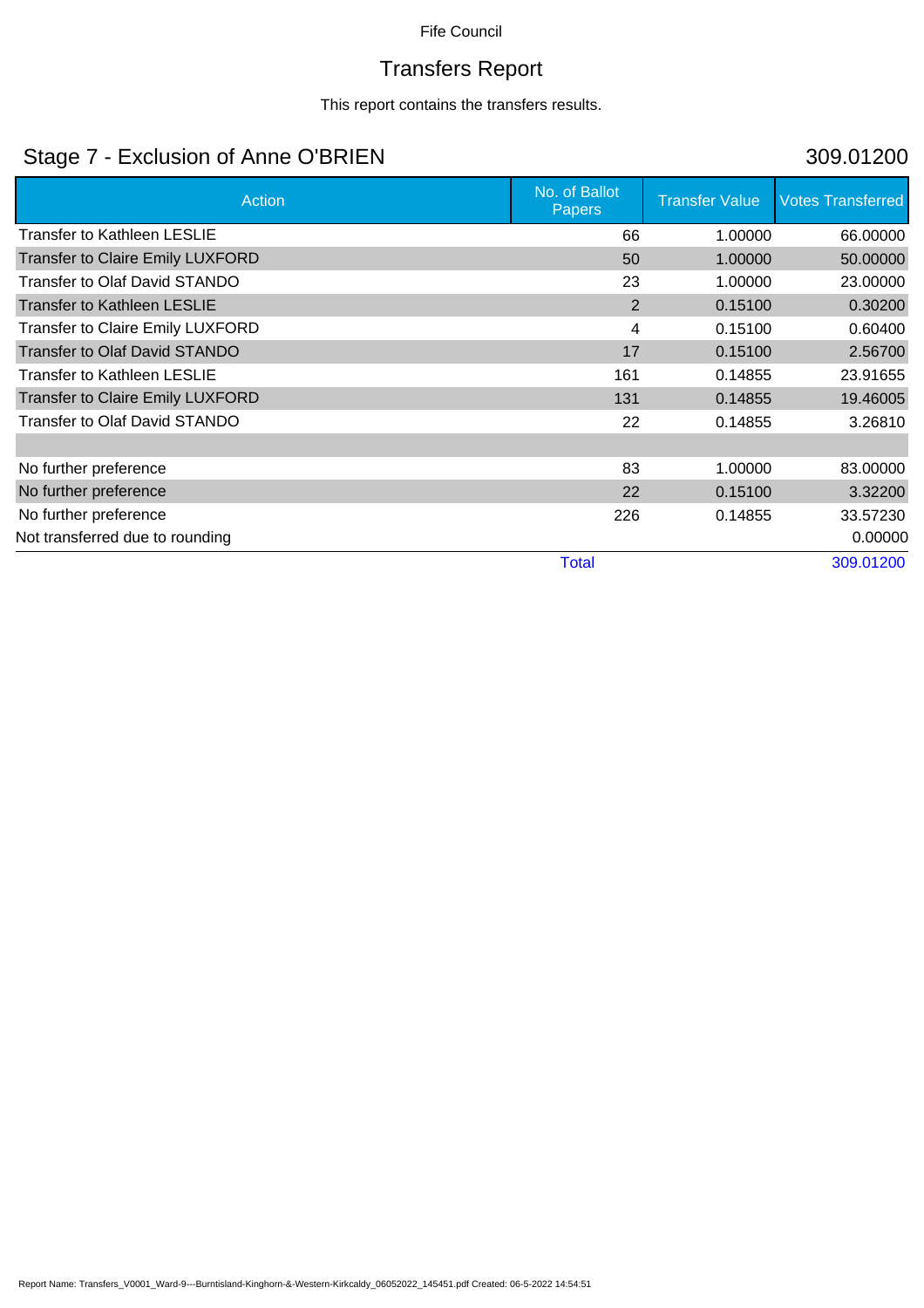Fife Council

# Transfers Report

This report contains the transfers results.

## Stage 7 - Exclusion of Anne O'BRIEN

309.01200

| Action | No. of Ballot Papers | Transfer Value | Votes Transferred |
|---|---|---|---|
| Transfer to Kathleen LESLIE | 66 | 1.00000 | 66.00000 |
| Transfer to Claire Emily LUXFORD | 50 | 1.00000 | 50.00000 |
| Transfer to Olaf David STANDO | 23 | 1.00000 | 23.00000 |
| Transfer to Kathleen LESLIE | 2 | 0.15100 | 0.30200 |
| Transfer to Claire Emily LUXFORD | 4 | 0.15100 | 0.60400 |
| Transfer to Olaf David STANDO | 17 | 0.15100 | 2.56700 |
| Transfer to Kathleen LESLIE | 161 | 0.14855 | 23.91655 |
| Transfer to Claire Emily LUXFORD | 131 | 0.14855 | 19.46005 |
| Transfer to Olaf David STANDO | 22 | 0.14855 | 3.26810 |
| | | | |
| No further preference | 83 | 1.00000 | 83.00000 |
| No further preference | 22 | 0.15100 | 3.32200 |
| No further preference | 226 | 0.14855 | 33.57230 |
| Not transferred due to rounding | | | 0.00000 |
| | Total | | 309.01200 |

Report Name: Transfers_V0001_Ward-9---Burntisland-Kinghorn-&-Western-Kirkcaldy_06052022_145451.pdf Created: 06-5-2022 14:54:51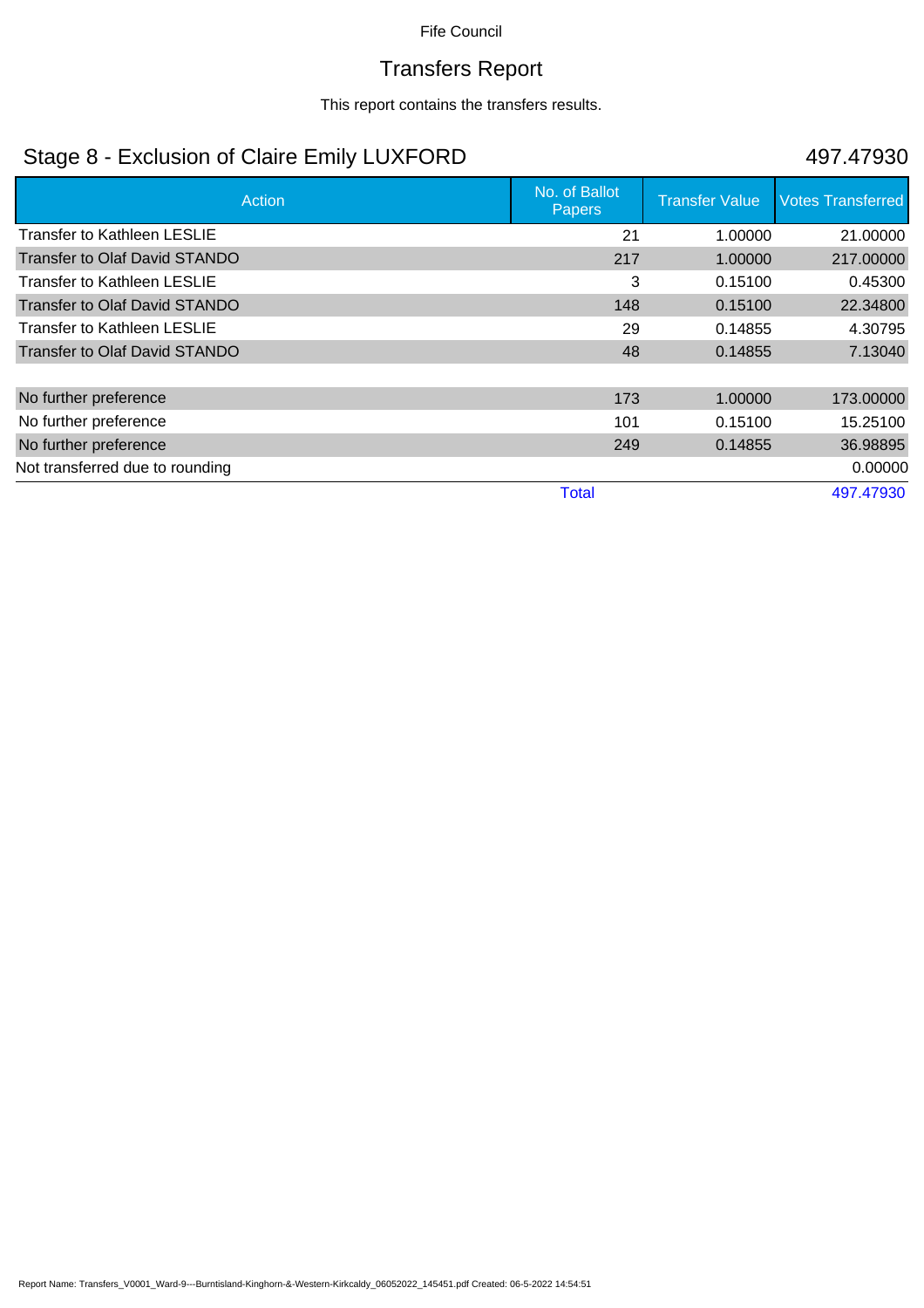Fife Council

# Transfers Report

This report contains the transfers results.

## Stage 8 - Exclusion of Claire Emily LUXFORD

497.47930

| Action | No. of Ballot Papers | Transfer Value | Votes Transferred |
|---|---|---|---|
| Transfer to Kathleen LESLIE | 21 | 1.00000 | 21.00000 |
| Transfer to Olaf David STANDO | 217 | 1.00000 | 217.00000 |
| Transfer to Kathleen LESLIE | 3 | 0.15100 | 0.45300 |
| Transfer to Olaf David STANDO | 148 | 0.15100 | 22.34800 |
| Transfer to Kathleen LESLIE | 29 | 0.14855 | 4.30795 |
| Transfer to Olaf David STANDO | 48 | 0.14855 | 7.13040 |
| | | | |
| No further preference | 173 | 1.00000 | 173.00000 |
| No further preference | 101 | 0.15100 | 15.25100 |
| No further preference | 249 | 0.14855 | 36.98895 |
| Not transferred due to rounding | | | 0.00000 |
| | Total | | 497.47930 |

Report Name: Transfers_V0001_Ward-9---Burntisland-Kinghorn-&-Western-Kirkcaldy_06052022_145451.pdf Created: 06-5-2022 14:54:51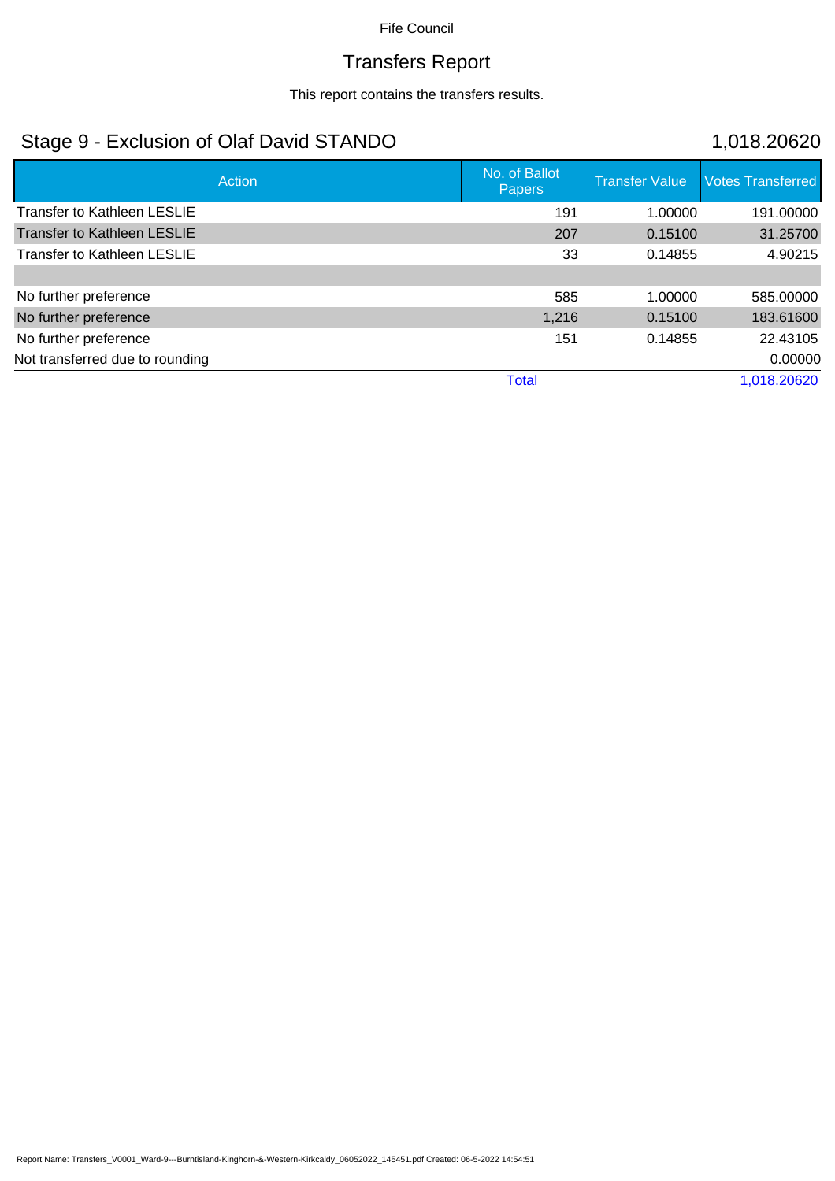Fife Council

# Transfers Report

This report contains the transfers results.

## Stage 9 - Exclusion of Olaf David STANDO

1,018.20620

| Action | No. of Ballot Papers | Transfer Value | Votes Transferred |
|---|---|---|---|
| Transfer to Kathleen LESLIE | 191 | 1.00000 | 191.00000 |
| Transfer to Kathleen LESLIE | 207 | 0.15100 | 31.25700 |
| Transfer to Kathleen LESLIE | 33 | 0.14855 | 4.90215 |
| | | | |
| No further preference | 585 | 1.00000 | 585.00000 |
| No further preference | 1,216 | 0.15100 | 183.61600 |
| No further preference | 151 | 0.14855 | 22.43105 |
| Not transferred due to rounding | | | 0.00000 |
| | Total | | 1,018.20620 |

Report Name: Transfers_V0001_Ward-9---Burntisland-Kinghorn-&-Western-Kirkcaldy_06052022_145451.pdf Created: 06-5-2022 14:54:51